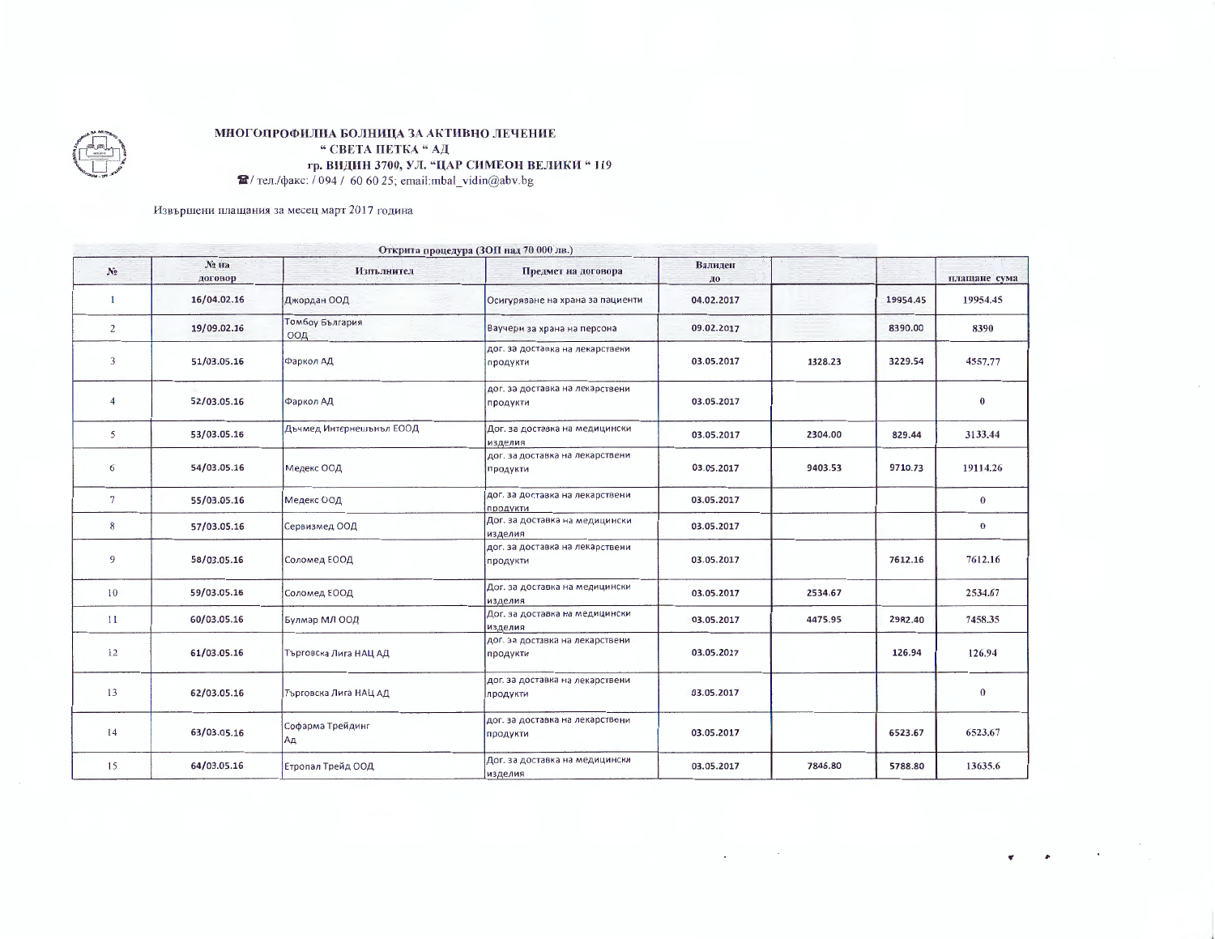**МНОГОПРОФИЛНА БОЛНИЦА ЗА АКТИВНО ЛЕЧЕНИЕ**
**" СВЕТА ПЕТКА " АД**
**гр. ВИДИН 3700, УЛ. "ЦАР СИМЕОН ВЕЛИКИ " 119**
☎/ тел./факс: / 094 / 60 60 25; email:mbal_vidin@abv.bg

Извършени плащания за месец март 2017 година

Открита процедура (ЗОП над 70 000 лв.)

| № | № на договор | Изпълнител | Предмет на договора | Валиден до | | | плащане сума |
|---|---|---|---|---|---|---|---|
| 1 | 16/04.02.16 | Джордан ООД | Осигуряване на храна за пациенти | 04.02.2017 | | 19954.45 | 19954.45 |
| 2 | 19/09.02.16 | Томбоу България ООД | Ваучери за храна на персона | 09.02.2017 | | 8390.00 | 8390 |
| 3 | 51/03.05.16 | Фаркол АД | дог. за доставка на лекарствени продукти | 03.05.2017 | 1328.23 | 3229.54 | 4557.77 |
| 4 | 52/03.05.16 | Фаркол АД | дог. за доставка на лекарствени продукти | 03.05.2017 | | | 0 |
| 5 | 53/03.05.16 | Дъчмед Интернешънъл ЕООД | Дог. за доставка на медицински изделия | 03.05.2017 | 2304.00 | 829.44 | 3133.44 |
| 6 | 54/03.05.16 | Медекс ООД | дог. за доставка на лекарствени продукти | 03.05.2017 | 9403.53 | 9710.73 | 19114.26 |
| 7 | 55/03.05.16 | Медекс ООД | дог. за доставка на лекарствени продукти | 03.05.2017 | | | 0 |
| 8 | 57/03.05.16 | Сервизмед ООД | Дог. за доставка на медицински изделия | 03.05.2017 | | | 0 |
| 9 | 58/03.05.16 | Соломед ЕООД | дог. за доставка на лекарствени продукти | 03.05.2017 | | 7612.16 | 7612.16 |
| 10 | 59/03.05.16 | Соломед ЕООД | Дог. за доставка на медицински изделия | 03.05.2017 | 2534.67 | | 2534.67 |
| 11 | 60/03.05.16 | Булмар МЛ ООД | Дог. за доставка на медицински изделия | 03.05.2017 | 4475.95 | 2982.40 | 7458.35 |
| 12 | 61/03.05.16 | Търговска Лига НАЦ АД | дог. за доставка на лекарствени продукти | 03.05.2017 | | 126.94 | 126.94 |
| 13 | 62/03.05.16 | Търговска Лига НАЦ АД | дог. за доставка на лекарствени продукти | 03.05.2017 | | | 0 |
| 14 | 63/03.05.16 | Софарма Трейдинг АД | дог. за доставка на лекарствени продукти | 03.05.2017 | | 6523.67 | 6523.67 |
| 15 | 64/03.05.16 | Етропал Трейд ООД | Дог. за доставка на медицински изделия | 03.05.2017 | 7846.80 | 5788.80 | 13635.6 |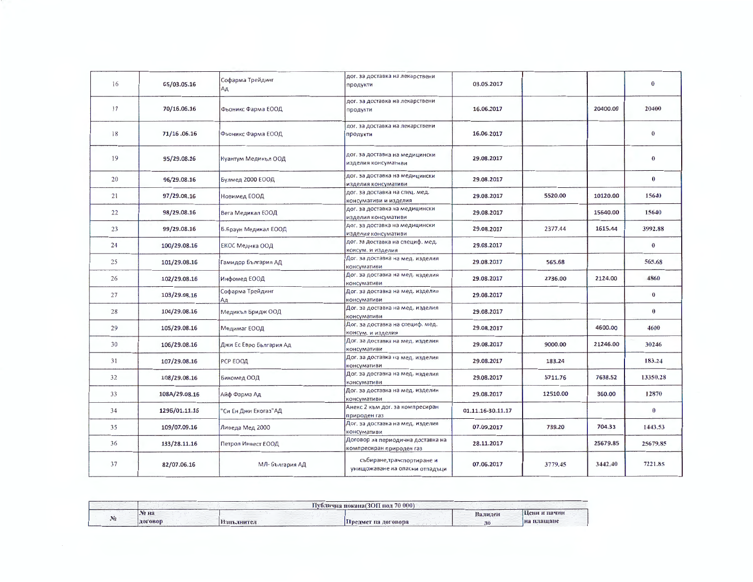| | | | | | | | |
|---|---|---|---|---|---|---|---|
| 16 | 65/03.05.16 | Софарма Трейдинг Ад | дог. за доставка на лекарствени продукти | 03.05.2017 | | | 0 |
| 17 | 70/16.06.16 | Фьоникс Фарма ЕООД | дог. за доставка на лекарствени продукти | 16.06.2017 | | 20400.00 | 20400 |
| 18 | 71/16 .06.16 | Фьоникс Фарма ЕООД | дог. за доставка на лекарствени продукти | 16.06.2017 | | | 0 |
| 19 | 95/29.08.16 | Куантум Медикъл ООД | дог. за доставка на медицински изделия консумативи | 29.08.2017 | | | 0 |
| 20 | 96/29.08.16 | Булмед 2000 ЕООД | дог. за доставка на медицински изделия консумативи | 29.08.2017 | | | 0 |
| 21 | 97/29.08.16 | Новимед ЕООД | дог. за доставка на спец. мед. консумативи и изделия | 29.08.2017 | 5520.00 | 10120.00 | 15640 |
| 22 | 98/29.08.16 | Вега Медикал ЕООД | дог. за доставка на медицински изделия консумативи | 29.08.2017 | | 15640.00 | 15640 |
| 23 | 99/29.08.16 | Б.Браун Медикал ЕООД | дог. за доставка на медицински изделия консумативи | 29.08.2017 | 2377.44 | 1615.44 | 3992.88 |
| 24 | 100/29.08.16 | ЕКОС Медика ООД | дог. за доставка на специф. мед. консум. и изделия | 29.08.2017 | | | 0 |
| 25 | 101/29.08.16 | Гамидор България АД | Дог. за доставка на мед. изделия консумативи | 29.08.2017 | 565.68 | | 565.68 |
| 26 | 102/29.08.16 | Инфомед ЕООД | Дог. за доставка на мед. изделия консумативи | 29.08.2017 | 2736.00 | 2124.00 | 4860 |
| 27 | 103/29.08.16 | Софарма Трейдинг Ад | Дог. за доставка на мед. изделия консумативи | 29.08.2017 | | | 0 |
| 28 | 104/29.08.16 | Медикъл Бридж ООД | Дог. за доставка на мед. изделия консумативи | 29.08.2017 | | | 0 |
| 29 | 105/29.08.16 | Медимаг ЕООД | Дог. за доставка на специф. мед. консум. и изделия | 29.08.2017 | | 4600.00 | 4600 |
| 30 | 106/29.08.16 | Джи Ес Евро България Ад | Дог. за доставка на мед. изделия консумативи | 29.08.2017 | 9000.00 | 21246.00 | 30246 |
| 31 | 107/29.08.16 | РСР ЕООД | Дог. за доставка на мед. изделия консумативи | 29.08.2017 | 183.24 | | 183.24 |
| 32 | 108/29.08.16 | Бикомед ООД | Дог. за доставка на мед. изделия консумативи | 29.08.2017 | 5711.76 | 7638.52 | 13350.28 |
| 33 | 108А/29.08.16 | Айф Фарма Ад | Дог. за доставка на мед. изделия консумативи | 29.08.2017 | 12510.00 | 360.00 | 12870 |
| 34 | 129Б/01.11.16 | "Си Ен Джи Екогаз"АД | Анекс 2 към дог. за компресиран природен газ | 01.11.16-30.11.17 | | | 0 |
| 35 | 109/07.09.16 | Ливеда Мед 2000 | Дог. за доставка на мед. изделия консумативи | 07.09.2017 | 739.20 | 704.33 | 1443.53 |
| 36 | 133/28.11.16 | Петрол Инвест ЕООД | Договор за периодична доставка на компресиран природен газ | 28.11.2017 | | 25679.85 | 25679.85 |
| 37 | 82/07.06.16 | МЛ- България АД | събиране,транспортиране и унищожаване на опасни отпадъци | 07.06.2017 | 3779.45 | 3442.40 | 7221.85 |

| | Публична покана(ЗОП под 70 000) | | | | |
|---|---|---|---|---|---|
| № | № на договор | Изпълнител | Предмет на договора | Валиден до | Цени и начин на плащане |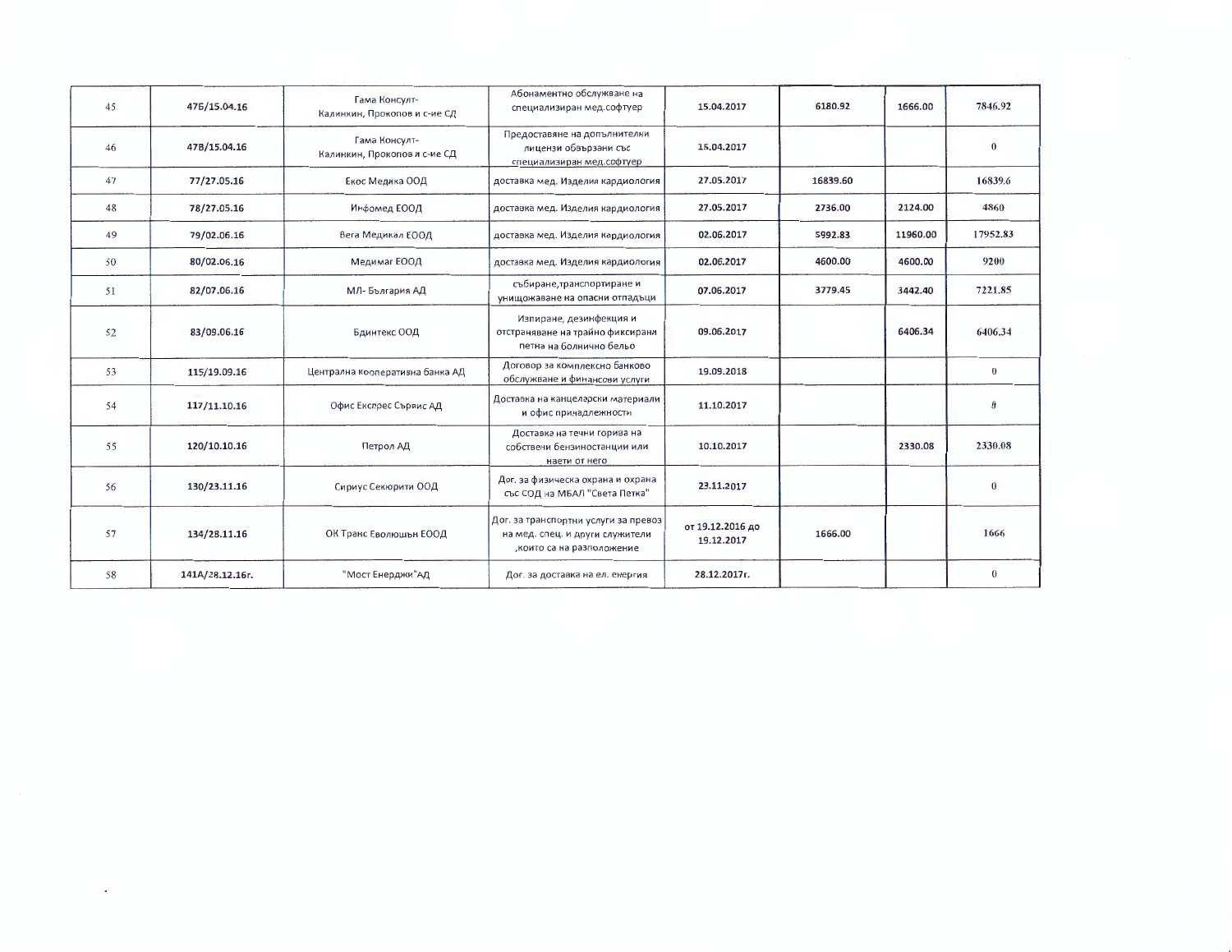| | | | | | | | |
|---|---|---|---|---|---|---|---|
| 45 | 47Б/15.04.16 | Гама Консулт-Калинкин, Прокопов и с-ие СД | Абонаментно обслужване на специализиран мед.софтуер | 15.04.2017 | 6180.92 | 1666.00 | 7846.92 |
| 46 | 47В/15.04.16 | Гама Консулт-Калинкин, Прокопов и с-ие СД | Предоставяне на допълнителни лицензи обвързани със специализиран мед.софтуер | 15.04.2017 | | | 0 |
| 47 | 77/27.05.16 | Екос Медика ООД | доставка мед. Изделия кардиология | 27.05.2017 | 16839.60 | | 16839.6 |
| 48 | 78/27.05.16 | Инфомед ЕООД | доставка мед. Изделия кардиология | 27.05.2017 | 2736.00 | 2124.00 | 4860 |
| 49 | 79/02.06.16 | Вега Медикал ЕООД | доставка мед. Изделия кардиология | 02.06.2017 | 5992.83 | 11960.00 | 17952.83 |
| 50 | 80/02.06.16 | Медимаг ЕООД | доставка мед. Изделия кардиология | 02.06.2017 | 4600.00 | 4600.00 | 9200 |
| 51 | 82/07.06.16 | МЛ- България АД | събиране,транспортиране и унищожаване на опасни отпадъци | 07.06.2017 | 3779.45 | 3442.40 | 7221.85 |
| 52 | 83/09.06.16 | Бдинтекс ООД | Изпиране, дезинфекция и отстраняване на трайно фиксирани петна на болнично бельо | 09.06.2017 | | 6406.34 | 6406.34 |
| 53 | 115/19.09.16 | Централна кооперативна банка АД | Договор за комплексно банково обслужване и финансови услуги | 19.09.2018 | | | 0 |
| 54 | 117/11.10.16 | Офис Експрес Сървис АД | Доставка на канцеларски материали и офис принадлежности | 11.10.2017 | | | 0 |
| 55 | 120/10.10.16 | Петрол АД | Доставка на течни горива на собствени бензиностанции или наети от него | 10.10.2017 | | 2330.08 | 2330.08 |
| 56 | 130/23.11.16 | Сириус Секюрити ООД | Дог. за физическа охрана и охрана със СОД на МБАЛ "Света Петка" | 23.11.2017 | | | 0 |
| 57 | 134/28.11.16 | ОК Транс Еволюшън ЕООД | Дог. за транспортни услуги за превоз на мед. спец. и други служители ,които са на разположение | от 19.12.2016 до 19.12.2017 | 1666.00 | | 1666 |
| 58 | 141А/28.12.16г. | "Мост Енерджи"АД | Дог. за доставка на ел. енергия | 28.12.2017г. | | | 0 |